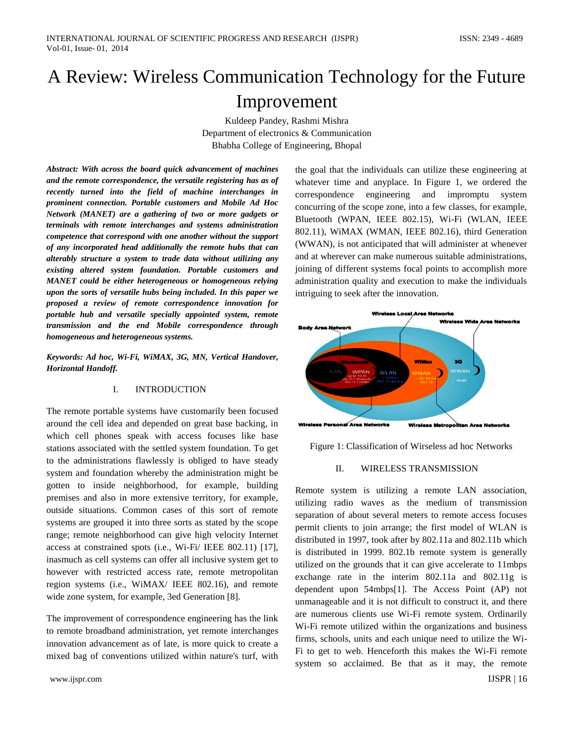# A Review: Wireless Communication Technology for the Future Improvement

Kuldeep Pandey, Rashmi Mishra
Department of electronics & Communication
Bhabha College of Engineering, Bhopal

***Abstract: With across the board quick advancement of machines and the remote correspondence, the versatile registering has as of recently turned into the field of machine interchanges in prominent connection. Portable customers and Mobile Ad Hoc Network (MANET) are a gathering of two or more gadgets or terminals with remote interchanges and systems administration competence that correspond with one another without the support of any incorporated head additionally the remote hubs that can alterably structure a system to trade data without utilizing any existing altered system foundation. Portable customers and MANET could be either heterogeneous or homogeneous relying upon the sorts of versatile hubs being included. In this paper we proposed a review of remote correspondence innovation for portable hub and versatile specially appointed system, remote transmission and the end Mobile correspondence through homogeneous and heterogeneous systems.***

***Keywords: Ad hoc, Wi-Fi, WiMAX, 3G, MN, Vertical Handover, Horizontal Handoff.***

## I. INTRODUCTION

The remote portable systems have customarily been focused around the cell idea and depended on great base backing, in which cell phones speak with access focuses like base stations associated with the settled system foundation. To get to the administrations flawlessly is obliged to have steady system and foundation whereby the administration might be gotten to inside neighborhood, for example, building premises and also in more extensive territory, for example, outside situations. Common cases of this sort of remote systems are grouped it into three sorts as stated by the scope range; remote neighborhood can give high velocity Internet access at constrained spots (i.e., Wi-Fi/ IEEE 802.11) [17], inasmuch as cell systems can offer all inclusive system get to however with restricted access rate, remote metropolitan region systems (i.e., WiMAX/ IEEE 802.16), and remote wide zone system, for example, 3ed Generation [8].

The improvement of correspondence engineering has the link to remote broadband administration, yet remote interchanges innovation advancement as of late, is more quick to create a mixed bag of conventions utilized within nature's turf, with the goal that the individuals can utilize these engineering at whatever time and anyplace. In Figure 1, we ordered the correspondence engineering and impromptu system concurring of the scope zone, into a few classes, for example, Bluetooth (WPAN, IEEE 802.15), Wi-Fi (WLAN, IEEE 802.11), WiMAX (WMAN, IEEE 802.16), third Generation (WWAN), is not anticipated that will administer at whenever and at wherever can make numerous suitable administrations, joining of different systems focal points to accomplish more administration quality and execution to make the individuals intriguing to seek after the innovation.

Figure 1: Classification of Wirseless ad hoc Networks

## II. WIRELESS TRANSMISSION

Remote system is utilizing a remote LAN association, utilizing radio waves as the medium of transmission separation of about several meters to remote access focuses permit clients to join arrange; the first model of WLAN is distributed in 1997, took after by 802.11a and 802.11b which is distributed in 1999. 802.1b remote system is generally utilized on the grounds that it can give accelerate to 11mbps exchange rate in the interim 802.11a and 802.11g is dependent upon 54mbps[1]. The Access Point (AP) not unmanageable and it is not difficult to construct it, and there are numerous clients use Wi-Fi remote system. Ordinarily Wi-Fi remote utilized within the organizations and business firms, schools, units and each unique need to utilize the Wi-Fi to get to web. Henceforth this makes the Wi-Fi remote system so acclaimed. Be that as it may, the remote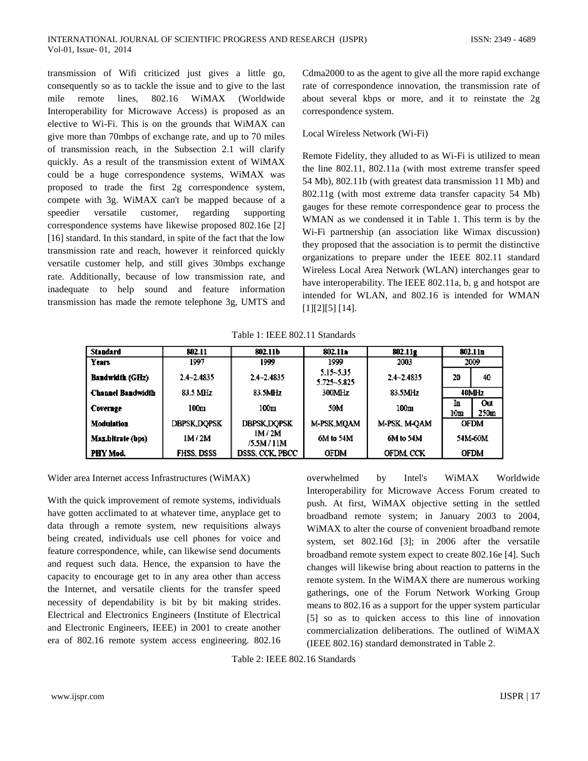transmission of Wifi criticized just gives a little go, consequently so as to tackle the issue and to give to the last mile remote lines, 802.16 WiMAX (Worldwide Interoperability for Microwave Access) is proposed as an elective to Wi-Fi. This is on the grounds that WiMAX can give more than 70mbps of exchange rate, and up to 70 miles of transmission reach, in the Subsection 2.1 will clarify quickly. As a result of the transmission extent of WiMAX could be a huge correspondence systems, WiMAX was proposed to trade the first 2g correspondence system, compete with 3g. WiMAX can't be mapped because of a speedier versatile customer, regarding supporting correspondence systems have likewise proposed 802.16e [2] [16] standard. In this standard, in spite of the fact that the low transmission rate and reach, however it reinforced quickly versatile customer help, and still gives 30mbps exchange rate. Additionally, because of low transmission rate, and inadequate to help sound and feature information transmission has made the remote telephone 3g, UMTS and Cdma2000 to as the agent to give all the more rapid exchange rate of correspondence innovation, the transmission rate of about several kbps or more, and it to reinstate the 2g correspondence system.

Local Wireless Network (Wi-Fi)

Remote Fidelity, they alluded to as Wi-Fi is utilized to mean the line 802.11, 802.11a (with most extreme transfer speed 54 Mb), 802.11b (with greatest data transmission 11 Mb) and 802.11g (with most extreme data transfer capacity 54 Mb) gauges for these remote correspondence gear to process the WMAN as we condensed it in Table 1. This term is by the Wi-Fi partnership (an association like Wimax discussion) they proposed that the association is to permit the distinctive organizations to prepare under the IEEE 802.11 standard Wireless Local Area Network (WLAN) interchanges gear to have interoperability. The IEEE 802.11a, b, g and hotspot are intended for WLAN, and 802.16 is intended for WMAN [1][2][5] [14].

Table 1: IEEE 802.11 Standards

| **Standard** | **802.11** | **802.11b** | **802.11a** | **802.11g** | **802.11n** | |
|---|---|---|---|---|---|---|
| **Years** | 1997 | 1999 | 1999 | 2003 | 2009 | |
| **Bandwidth (GHz)** | 2.4~2.4835 | 2.4~2.4835 | 5.15~5.35 5.725~5.825 | 2.4~2.4835 | 20 | 40 |
| **Channel Bandwidth** | 83.5 MHz | 83.5MHz | 300MHz | 83.5MHz | 40MHz | |
| **Coverage** | 100m | 100m | 50M | 100m | In 10m | Out 250m |
| **Modulation** | DBPSK,DQPSK | DBPSK,DQPSK | M-PSK,MQAM | M-PSK, M-QAM | OFDM | |
| **Max.bitrate (bps)** | 1M / 2M | 1M / 2M /5.5M / 11M | 6M to 54M | 6M to 54M | 54M-60M | |
| **PHY Mod.** | FHSS, DSSS | DSSS, CCK, PBCC | OFDM | OFDM, CCK | OFDM | |

Wider area Internet access Infrastructures (WiMAX)

With the quick improvement of remote systems, individuals have gotten acclimated to at whatever time, anyplace get to data through a remote system, new requisitions always being created, individuals use cell phones for voice and feature correspondence, while, can likewise send documents and request such data. Hence, the expansion to have the capacity to encourage get to in any area other than access the Internet, and versatile clients for the transfer speed necessity of dependability is bit by bit making strides. Electrical and Electronics Engineers (Institute of Electrical and Electronic Engineers, IEEE) in 2001 to create another era of 802.16 remote system access engineering. 802.16 overwhelmed by Intel's WiMAX Worldwide Interoperability for Microwave Access Forum created to push. At first, WiMAX objective setting in the settled broadband remote system; in January 2003 to 2004, WiMAX to alter the course of convenient broadband remote system, set 802.16d [3]; in 2006 after the versatile broadband remote system expect to create 802.16e [4]. Such changes will likewise bring about reaction to patterns in the remote system. In the WiMAX there are numerous working gatherings, one of the Forum Network Working Group means to 802.16 as a support for the upper system particular [5] so as to quicken access to this line of innovation commercialization deliberations. The outlined of WiMAX (IEEE 802.16) standard demonstrated in Table 2.

Table 2: IEEE 802.16 Standards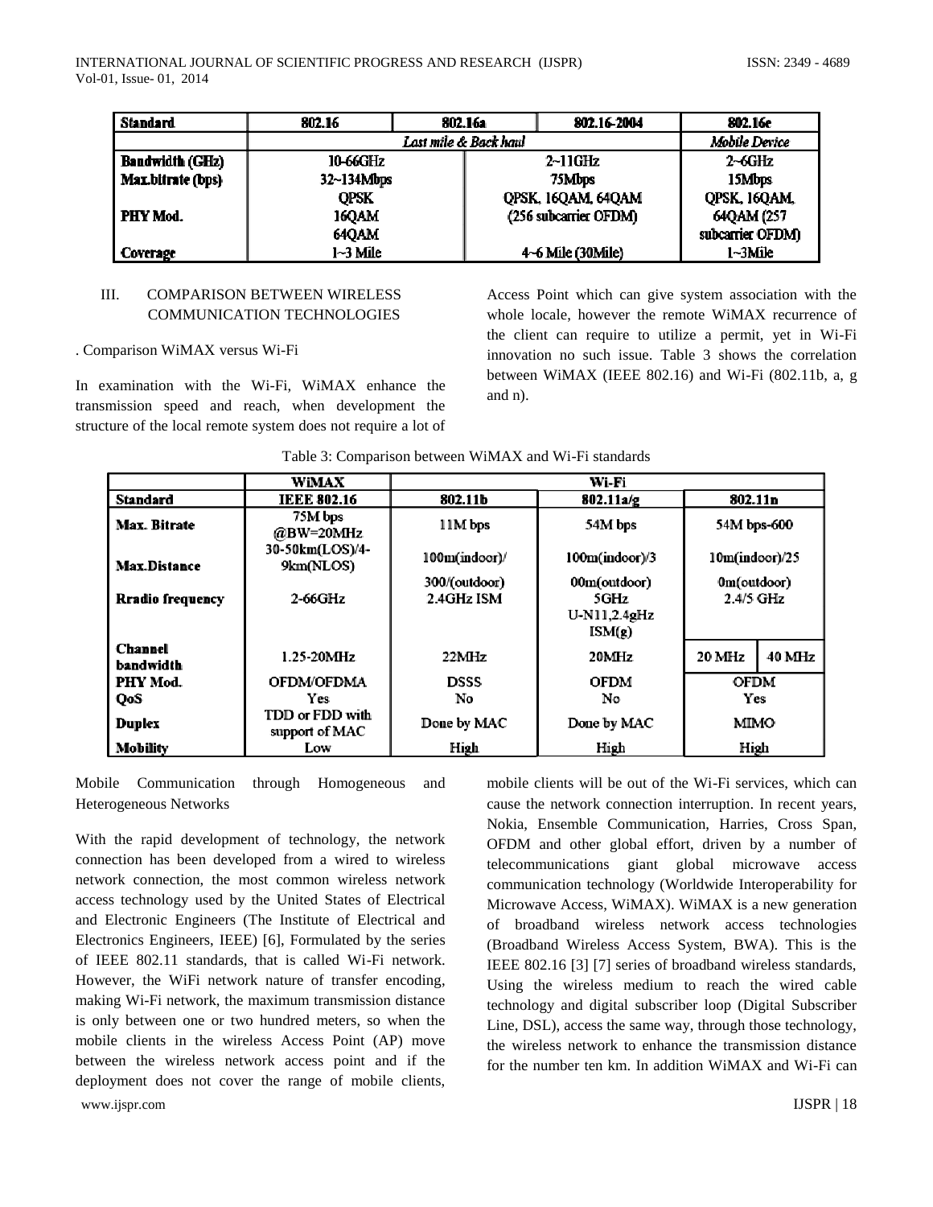| Standard | 802.16 | 802.16a | 802.16-2004 | 802.16e |
|---|---|---|---|---|
| | *Last mile & Back haul* | | | *Mobile Device* |
| Bandwidth (GHz) | 10-66GHz | 2~11GHz | | 2~6GHz |
| Max.bitrate (bps) | 32~134Mbps | 75Mbps | | 15Mbps |
| PHY Mod. | QPSK<br>16QAM<br>64QAM | QPSK, 16QAM, 64QAM<br>(256 subcarrier OFDM) | | QPSK, 16QAM,<br>64QAM (257<br>subcarrier OFDM) |
| Coverage | 1~3 Mile | 4~6 Mile (30Mile) | | 1~3Mile |

## III. COMPARISON BETWEEN WIRELESS COMMUNICATION TECHNOLOGIES

. Comparison WiMAX versus Wi-Fi

In examination with the Wi-Fi, WiMAX enhance the transmission speed and reach, when development the structure of the local remote system does not require a lot of Access Point which can give system association with the whole locale, however the remote WiMAX recurrence of the client can require to utilize a permit, yet in Wi-Fi innovation no such issue. Table 3 shows the correlation between WiMAX (IEEE 802.16) and Wi-Fi (802.11b, a, g and n).

Table 3: Comparison between WiMAX and Wi-Fi standards

| | WiMAX | Wi-Fi | | | |
|---|---|---|---|---|---|
| **Standard** | **IEEE 802.16** | **802.11b** | **802.11a/g** | **802.11n** | |
| **Max. Bitrate** | 75M bps @BW=20MHz | 11M bps | 54M bps | 54M bps-600 | |
| **Max.Distance** | 30-50km(LOS)/4-9km(NLOS) | 100m(indoor)/ 300/(outdoor) | 100m(indoor)/3 00m(outdoor) | 10m(indoor)/25 0m(outdoor) | |
| **Rradio frequency** | 2-66GHz | 2.4GHz ISM | 5GHz U-N11,2.4gHz ISM(g) | 2.4/5 GHz | |
| **Channel bandwidth** | 1.25-20MHz | 22MHz | 20MHz | 20 MHz | 40 MHz |
| **PHY Mod.** | OFDM/OFDMA | DSSS | OFDM | OFDM | |
| **QoS** | Yes | No | No | Yes | |
| **Duplex** | TDD or FDD with support of MAC | Done by MAC | Done by MAC | MIMO | |
| **Mobility** | Low | High | High | High | |

Mobile Communication through Homogeneous and Heterogeneous Networks

With the rapid development of technology, the network connection has been developed from a wired to wireless network connection, the most common wireless network access technology used by the United States of Electrical and Electronic Engineers (The Institute of Electrical and Electronics Engineers, IEEE) [6], Formulated by the series of IEEE 802.11 standards, that is called Wi-Fi network. However, the WiFi network nature of transfer encoding, making Wi-Fi network, the maximum transmission distance is only between one or two hundred meters, so when the mobile clients in the wireless Access Point (AP) move between the wireless network access point and if the deployment does not cover the range of mobile clients, mobile clients will be out of the Wi-Fi services, which can cause the network connection interruption. In recent years, Nokia, Ensemble Communication, Harries, Cross Span, OFDM and other global effort, driven by a number of telecommunications giant global microwave access communication technology (Worldwide Interoperability for Microwave Access, WiMAX). WiMAX is a new generation of broadband wireless network access technologies (Broadband Wireless Access System, BWA). This is the IEEE 802.16 [3] [7] series of broadband wireless standards, Using the wireless medium to reach the wired cable technology and digital subscriber loop (Digital Subscriber Line, DSL), access the same way, through those technology, the wireless network to enhance the transmission distance for the number ten km. In addition WiMAX and Wi-Fi can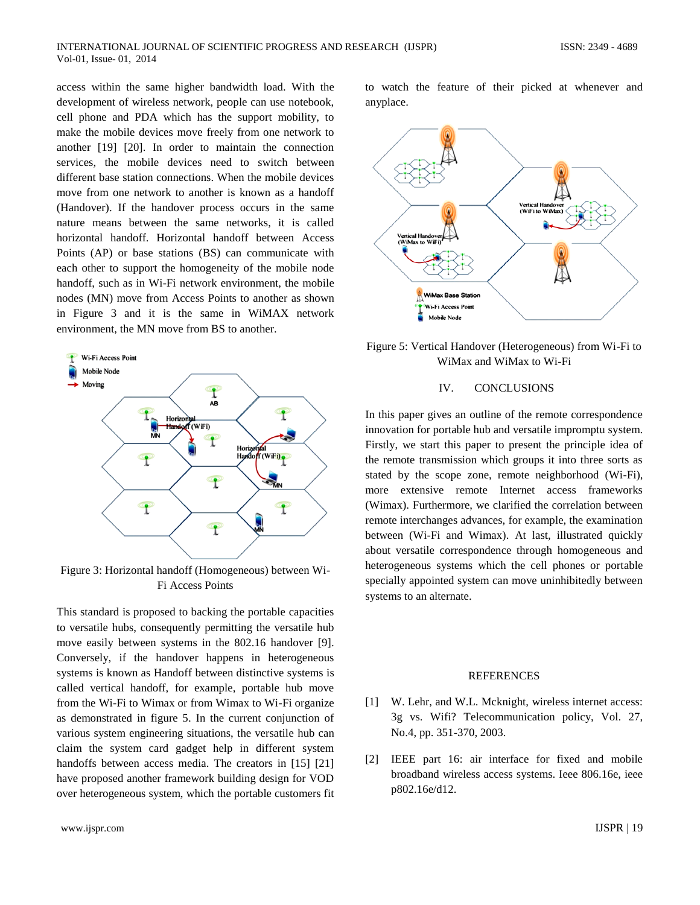access within the same higher bandwidth load. With the development of wireless network, people can use notebook, cell phone and PDA which has the support mobility, to make the mobile devices move freely from one network to another [19] [20]. In order to maintain the connection services, the mobile devices need to switch between different base station connections. When the mobile devices move from one network to another is known as a handoff (Handover). If the handover process occurs in the same nature means between the same networks, it is called horizontal handoff. Horizontal handoff between Access Points (AP) or base stations (BS) can communicate with each other to support the homogeneity of the mobile node handoff, such as in Wi-Fi network environment, the mobile nodes (MN) move from Access Points to another as shown in Figure 3 and it is the same in WiMAX network environment, the MN move from BS to another.

Figure 3: Horizontal handoff (Homogeneous) between Wi-Fi Access Points

This standard is proposed to backing the portable capacities to versatile hubs, consequently permitting the versatile hub move easily between systems in the 802.16 handover [9]. Conversely, if the handover happens in heterogeneous systems is known as Handoff between distinctive systems is called vertical handoff, for example, portable hub move from the Wi-Fi to Wimax or from Wimax to Wi-Fi organize as demonstrated in figure 5. In the current conjunction of various system engineering situations, the versatile hub can claim the system card gadget help in different system handoffs between access media. The creators in [15] [21] have proposed another framework building design for VOD over heterogeneous system, which the portable customers fit to watch the feature of their picked at whenever and anyplace.

Figure 5: Vertical Handover (Heterogeneous) from Wi-Fi to WiMax and WiMax to Wi-Fi

## IV. CONCLUSIONS

In this paper gives an outline of the remote correspondence innovation for portable hub and versatile impromptu system. Firstly, we start this paper to present the principle idea of the remote transmission which groups it into three sorts as stated by the scope zone, remote neighborhood (Wi-Fi), more extensive remote Internet access frameworks (Wimax). Furthermore, we clarified the correlation between remote interchanges advances, for example, the examination between (Wi-Fi and Wimax). At last, illustrated quickly about versatile correspondence through homogeneous and heterogeneous systems which the cell phones or portable specially appointed system can move uninhibitedly between systems to an alternate.

## REFERENCES

[1] W. Lehr, and W.L. Mcknight, wireless internet access: 3g vs. Wifi? Telecommunication policy, Vol. 27, No.4, pp. 351-370, 2003.

[2] IEEE part 16: air interface for fixed and mobile broadband wireless access systems. Ieee 806.16e, ieee p802.16e/d12.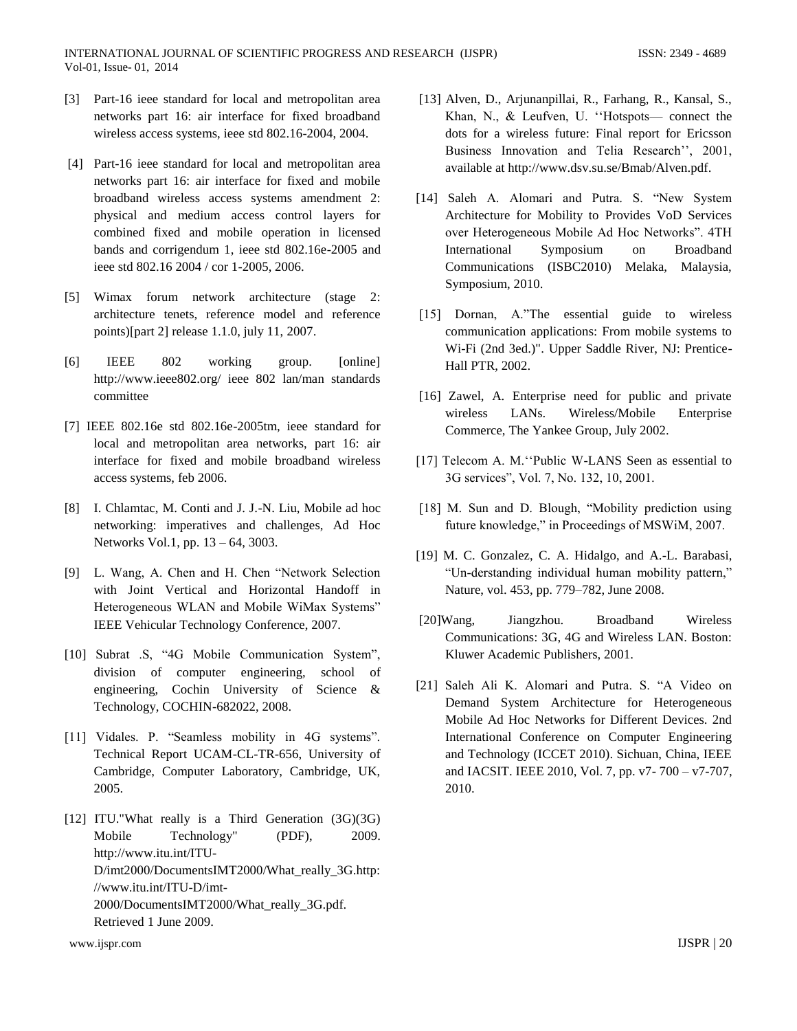[3] Part-16 ieee standard for local and metropolitan area networks part 16: air interface for fixed broadband wireless access systems, ieee std 802.16-2004, 2004.

[4] Part-16 ieee standard for local and metropolitan area networks part 16: air interface for fixed and mobile broadband wireless access systems amendment 2: physical and medium access control layers for combined fixed and mobile operation in licensed bands and corrigendum 1, ieee std 802.16e-2005 and ieee std 802.16 2004 / cor 1-2005, 2006.

[5] Wimax forum network architecture (stage 2: architecture tenets, reference model and reference points)[part 2] release 1.1.0, july 11, 2007.

[6] IEEE 802 working group. [online] http://www.ieee802.org/ ieee 802 lan/man standards committee

[7] IEEE 802.16e std 802.16e-2005tm, ieee standard for local and metropolitan area networks, part 16: air interface for fixed and mobile broadband wireless access systems, feb 2006.

[8] I. Chlamtac, M. Conti and J. J.-N. Liu, Mobile ad hoc networking: imperatives and challenges, Ad Hoc Networks Vol.1, pp. 13 – 64, 3003.

[9] L. Wang, A. Chen and H. Chen "Network Selection with Joint Vertical and Horizontal Handoff in Heterogeneous WLAN and Mobile WiMax Systems" IEEE Vehicular Technology Conference, 2007.

[10] Subrat .S, "4G Mobile Communication System", division of computer engineering, school of engineering, Cochin University of Science & Technology, COCHIN-682022, 2008.

[11] Vidales. P. "Seamless mobility in 4G systems". Technical Report UCAM-CL-TR-656, University of Cambridge, Computer Laboratory, Cambridge, UK, 2005.

[12] ITU."What really is a Third Generation (3G)(3G) Mobile Technology" (PDF), 2009. http://www.itu.int/ITU-D/imt2000/DocumentsIMT2000/What_really_3G.http://www.itu.int/ITU-D/imt-2000/DocumentsIMT2000/What_really_3G.pdf. Retrieved 1 June 2009.

[13] Alven, D., Arjunanpillai, R., Farhang, R., Kansal, S., Khan, N., & Leufven, U. ''Hotspots— connect the dots for a wireless future: Final report for Ericsson Business Innovation and Telia Research'', 2001, available at http://www.dsv.su.se/Bmab/Alven.pdf.

[14] Saleh A. Alomari and Putra. S. "New System Architecture for Mobility to Provides VoD Services over Heterogeneous Mobile Ad Hoc Networks". 4TH International Symposium on Broadband Communications (ISBC2010) Melaka, Malaysia, Symposium, 2010.

[15] Dornan, A."The essential guide to wireless communication applications: From mobile systems to Wi-Fi (2nd 3ed.)". Upper Saddle River, NJ: Prentice-Hall PTR, 2002.

[16] Zawel, A. Enterprise need for public and private wireless LANs. Wireless/Mobile Enterprise Commerce, The Yankee Group, July 2002.

[17] Telecom A. M.''Public W-LANS Seen as essential to 3G services", Vol. 7, No. 132, 10, 2001.

[18] M. Sun and D. Blough, "Mobility prediction using future knowledge," in Proceedings of MSWiM, 2007.

[19] M. C. Gonzalez, C. A. Hidalgo, and A.-L. Barabasi, "Un-derstanding individual human mobility pattern," Nature, vol. 453, pp. 779–782, June 2008.

[20]Wang, Jiangzhou. Broadband Wireless Communications: 3G, 4G and Wireless LAN. Boston: Kluwer Academic Publishers, 2001.

[21] Saleh Ali K. Alomari and Putra. S. "A Video on Demand System Architecture for Heterogeneous Mobile Ad Hoc Networks for Different Devices. 2nd International Conference on Computer Engineering and Technology (ICCET 2010). Sichuan, China, IEEE and IACSIT. IEEE 2010, Vol. 7, pp. v7- 700 – v7-707, 2010.